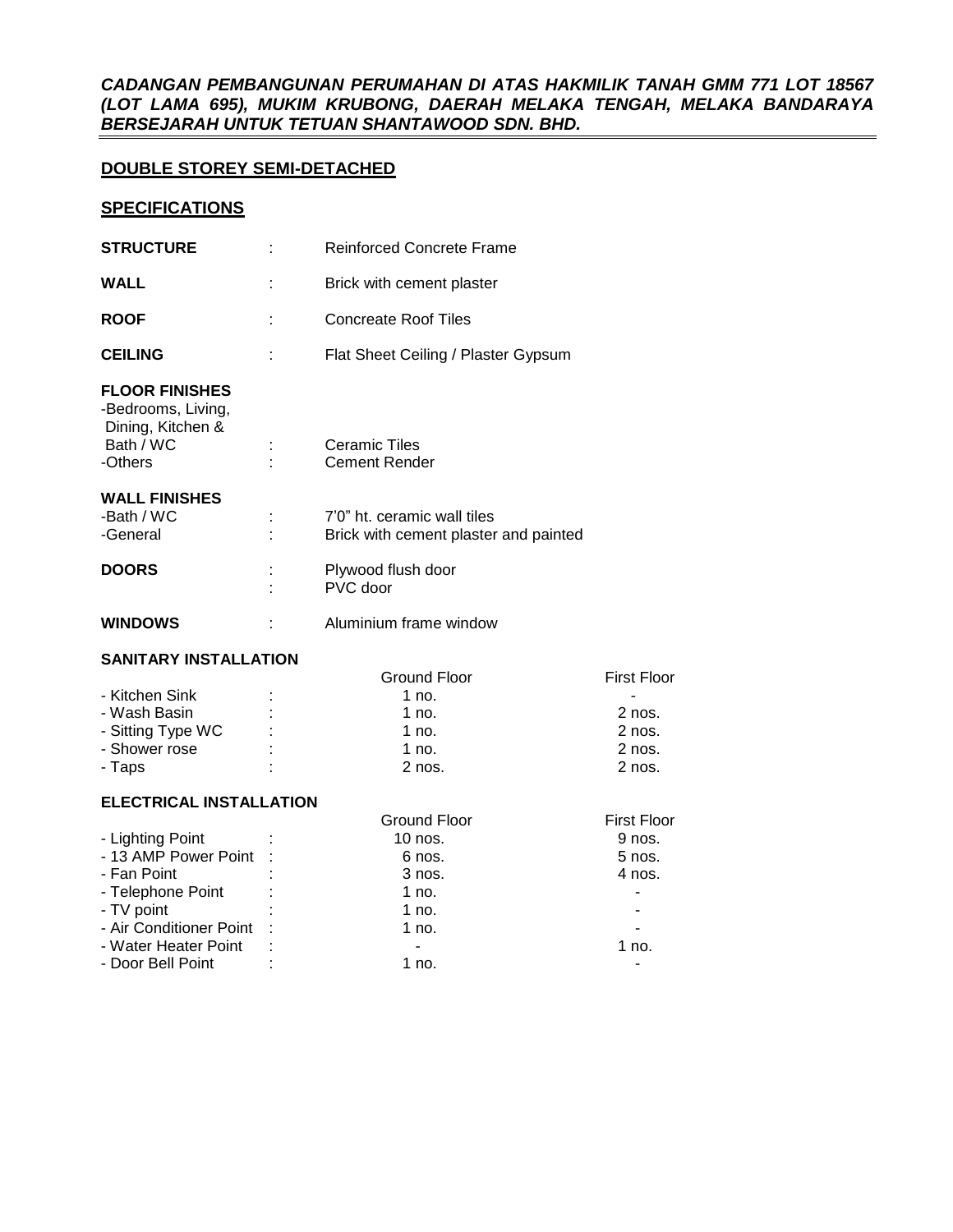***CADANGAN PEMBANGUNAN PERUMAHAN DI ATAS HAKMILIK TANAH GMM 771 LOT 18567 (LOT LAMA 695), MUKIM KRUBONG, DAERAH MELAKA TENGAH, MELAKA BANDARAYA BERSEJARAH UNTUK TETUAN SHANTAWOOD SDN. BHD.***

## DOUBLE STOREY SEMI-DETACHED

## SPECIFICATIONS

| | | |
|---|---|---|
| **STRUCTURE** | : | Reinforced Concrete Frame |
| **WALL** | : | Brick with cement plaster |
| **ROOF** | : | Concreate Roof Tiles |
| **CEILING** | : | Flat Sheet Ceiling / Plaster Gypsum |

**FLOOR FINISHES**

| | | |
|---|---|---|
| -Bedrooms, Living, Dining, Kitchen & Bath / WC | : | Ceramic Tiles |
| -Others | : | Cement Render |

**WALL FINISHES**

| | | |
|---|---|---|
| -Bath / WC | : | 7'0" ht. ceramic wall tiles |
| -General | : | Brick with cement plaster and painted |

| | | |
|---|---|---|
| **DOORS** | : | Plywood flush door |
| | : | PVC door |
| **WINDOWS** | : | Aluminium frame window |

**SANITARY INSTALLATION**

| | | Ground Floor | First Floor |
|---|---|---|---|
| - Kitchen Sink | : | 1 no. | - |
| - Wash Basin | : | 1 no. | 2 nos. |
| - Sitting Type WC | : | 1 no. | 2 nos. |
| - Shower rose | : | 1 no. | 2 nos. |
| - Taps | : | 2 nos. | 2 nos. |

**ELECTRICAL INSTALLATION**

| | | Ground Floor | First Floor |
|---|---|---|---|
| - Lighting Point | : | 10 nos. | 9 nos. |
| - 13 AMP Power Point | : | 6 nos. | 5 nos. |
| - Fan Point | : | 3 nos. | 4 nos. |
| - Telephone Point | : | 1 no. | - |
| - TV point | : | 1 no. | - |
| - Air Conditioner Point | : | 1 no. | - |
| - Water Heater Point | : | - | 1 no. |
| - Door Bell Point | : | 1 no. | - |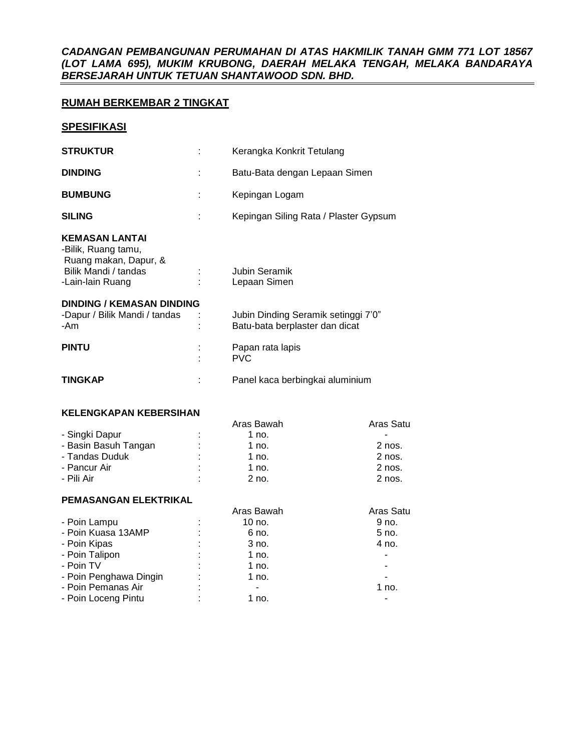***CADANGAN PEMBANGUNAN PERUMAHAN DI ATAS HAKMILIK TANAH GMM 771 LOT 18567 (LOT LAMA 695), MUKIM KRUBONG, DAERAH MELAKA TENGAH, MELAKA BANDARAYA BERSEJARAH UNTUK TETUAN SHANTAWOOD SDN. BHD.***

## RUMAH BERKEMBAR 2 TINGKAT

## SPESIFIKASI

| | | |
|---|---|---|
| **STRUKTUR** | : | Kerangka Konkrit Tetulang |
| **DINDING** | : | Batu-Bata dengan Lepaan Simen |
| **BUMBUNG** | : | Kepingan Logam |
| **SILING** | : | Kepingan Siling Rata / Plaster Gypsum |
| **KEMASAN LANTAI** | | |
| -Bilik, Ruang tamu, Ruang makan, Dapur, & Bilik Mandi / tandas | : | Jubin Seramik |
| -Lain-lain Ruang | : | Lepaan Simen |
| **DINDING / KEMASAN DINDING** | | |
| -Dapur / Bilik Mandi / tandas | : | Jubin Dinding Seramik setinggi 7'0" |
| -Am | : | Batu-bata berplaster dan dicat |
| **PINTU** | : | Papan rata lapis |
| | : | PVC |
| **TINGKAP** | : | Panel kaca berbingkai aluminium |

**KELENGKAPAN KEBERSIHAN**

| | | Aras Bawah | Aras Satu |
|---|---|---|---|
| - Singki Dapur | : | 1 no. | - |
| - Basin Basuh Tangan | : | 1 no. | 2 nos. |
| - Tandas Duduk | : | 1 no. | 2 nos. |
| - Pancur Air | : | 1 no. | 2 nos. |
| - Pili Air | : | 2 no. | 2 nos. |

**PEMASANGAN ELEKTRIKAL**

| | | Aras Bawah | Aras Satu |
|---|---|---|---|
| - Poin Lampu | : | 10 no. | 9 no. |
| - Poin Kuasa 13AMP | : | 6 no. | 5 no. |
| - Poin Kipas | : | 3 no. | 4 no. |
| - Poin Talipon | : | 1 no. | - |
| - Poin TV | : | 1 no. | - |
| - Poin Penghawa Dingin | : | 1 no. | - |
| - Poin Pemanas Air | : | - | 1 no. |
| - Poin Loceng Pintu | : | 1 no. | - |